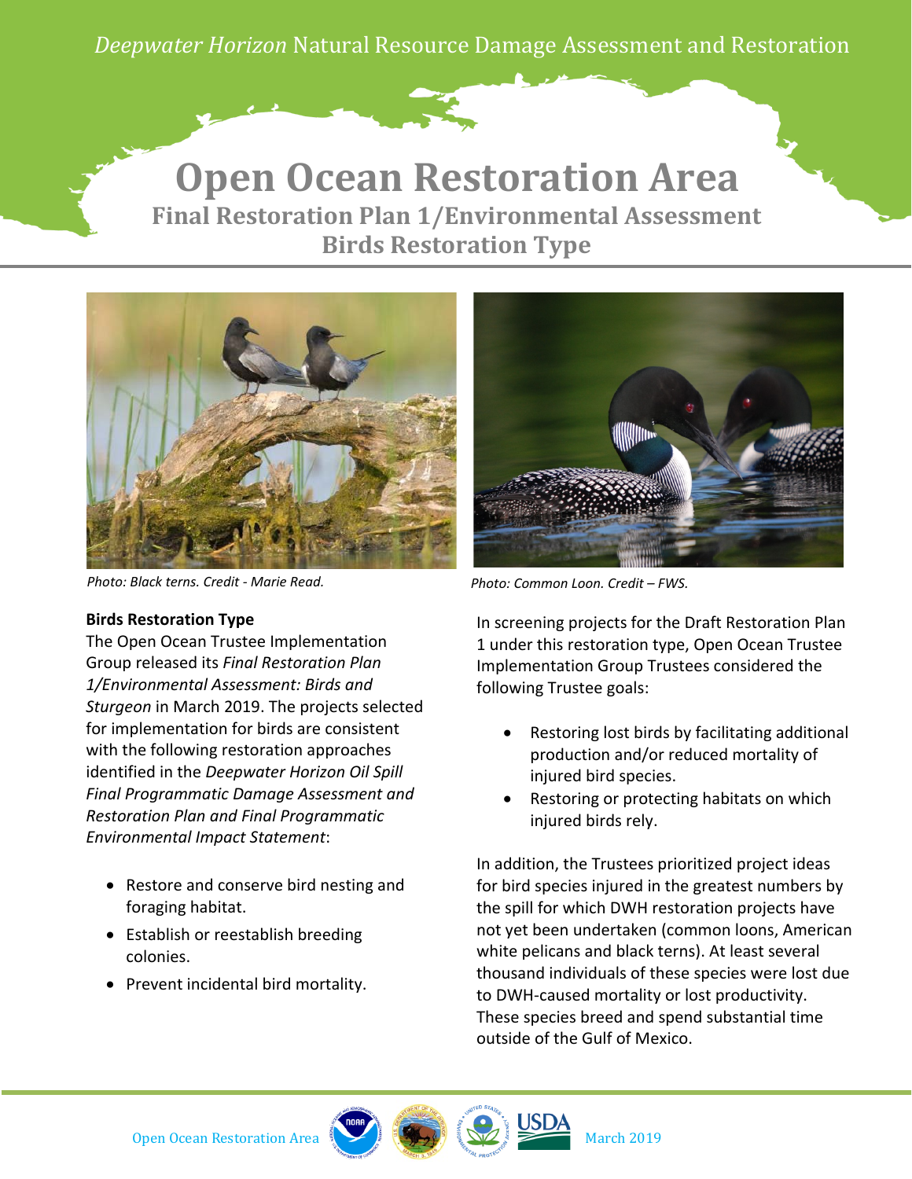*Deepwater Horizon* Natural Resource Damage Assessment and Restoration

# Open Ocean Restoration Area

## Final Restoration Plan 1/Environmental Assessment

## Birds Restoration Type

*Photo: Black terns. Credit - Marie Read.*

*Photo: Common Loon. Credit – FWS.*

**Birds Restoration Type**

The Open Ocean Trustee Implementation Group released its *Final Restoration Plan 1/Environmental Assessment: Birds and Sturgeon* in March 2019. The projects selected for implementation for birds are consistent with the following restoration approaches identified in the *Deepwater Horizon Oil Spill Final Programmatic Damage Assessment and Restoration Plan and Final Programmatic Environmental Impact Statement*:

- Restore and conserve bird nesting and foraging habitat.
- Establish or reestablish breeding colonies.
- Prevent incidental bird mortality.

In screening projects for the Draft Restoration Plan 1 under this restoration type, Open Ocean Trustee Implementation Group Trustees considered the following Trustee goals:

- Restoring lost birds by facilitating additional production and/or reduced mortality of injured bird species.
- Restoring or protecting habitats on which injured birds rely.

In addition, the Trustees prioritized project ideas for bird species injured in the greatest numbers by the spill for which DWH restoration projects have not yet been undertaken (common loons, American white pelicans and black terns). At least several thousand individuals of these species were lost due to DWH-caused mortality or lost productivity. These species breed and spend substantial time outside of the Gulf of Mexico.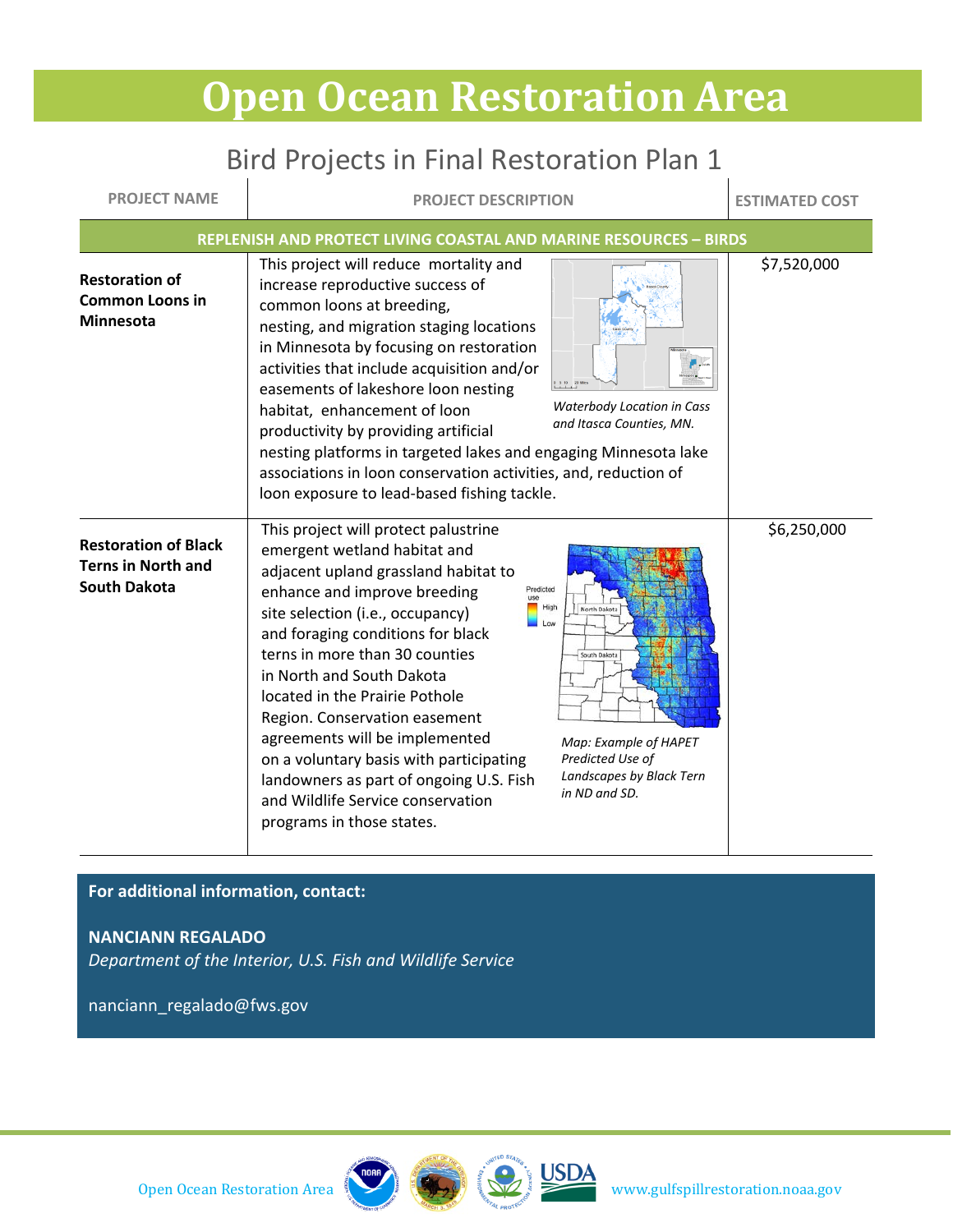# Open Ocean Restoration Area

## Bird Projects in Final Restoration Plan 1

| PROJECT NAME | PROJECT DESCRIPTION | ESTIMATED COST |
|---|---|---|
| **REPLENISH AND PROTECT LIVING COASTAL AND MARINE RESOURCES – BIRDS** | | |
| **Restoration of Common Loons in Minnesota** | This project will reduce mortality and increase reproductive success of common loons at breeding, nesting, and migration staging locations in Minnesota by focusing on restoration activities that include acquisition and/or easements of lakeshore loon nesting habitat, enhancement of loon productivity by providing artificial nesting platforms in targeted lakes and engaging Minnesota lake associations in loon conservation activities, and, reduction of loon exposure to lead-based fishing tackle. *Waterbody Location in Cass and Itasca Counties, MN.* | $7,520,000 |
| **Restoration of Black Terns in North and South Dakota** | This project will protect palustrine emergent wetland habitat and adjacent upland grassland habitat to enhance and improve breeding site selection (i.e., occupancy) and foraging conditions for black terns in more than 30 counties in North and South Dakota located in the Prairie Pothole Region. Conservation easement agreements will be implemented on a voluntary basis with participating landowners as part of ongoing U.S. Fish and Wildlife Service conservation programs in those states. *Map: Example of HAPET Predicted Use of Landscapes by Black Tern in ND and SD.* | $6,250,000 |

**For additional information, contact:**

**NANCIANN REGALADO**
*Department of the Interior, U.S. Fish and Wildlife Service*

nanciann_regalado@fws.gov

Open Ocean Restoration Area www.gulfspillrestoration.noaa.gov